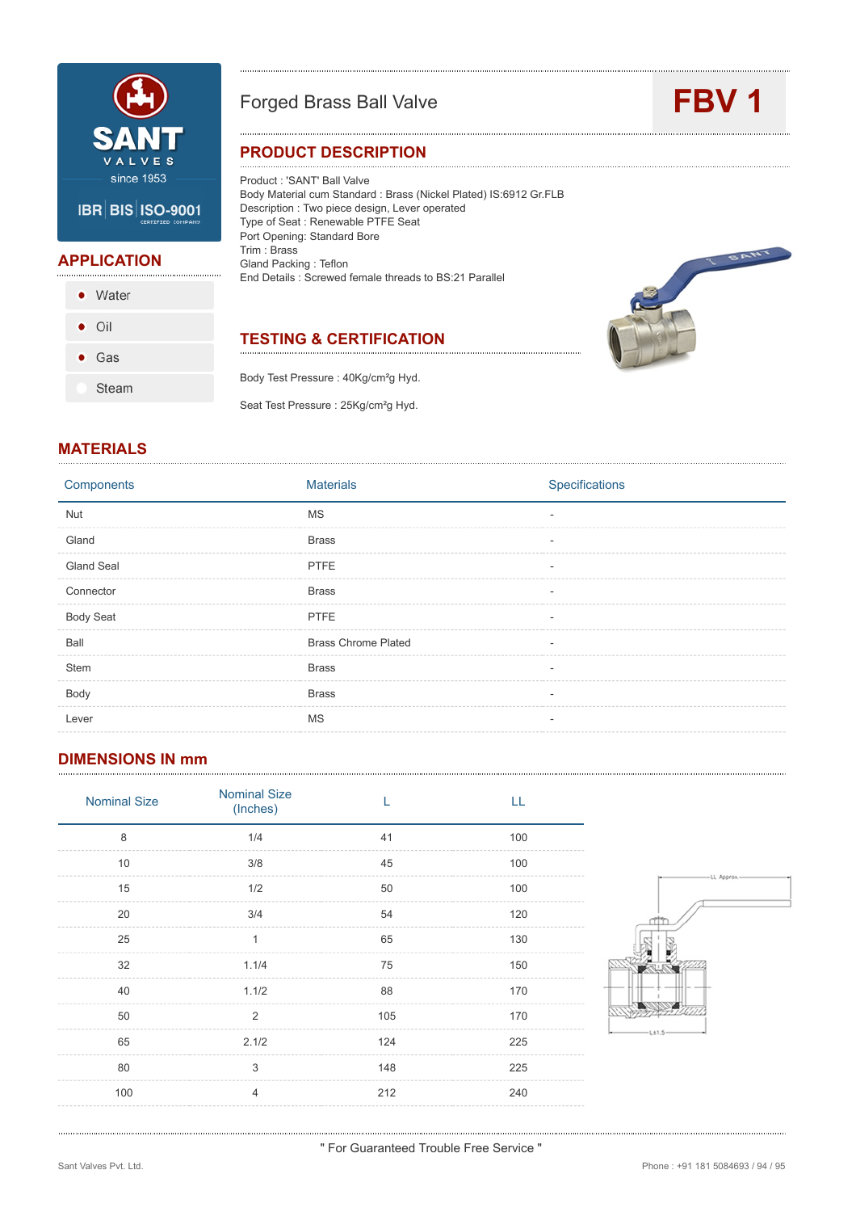SANT VALVES since 1953

IBR | BIS | ISO-9001 CERTIFIED COMPANY

# Forged Brass Ball Valve

# FBV 1

## APPLICATION

- Water
- Oil
- Gas
- Steam

## PRODUCT DESCRIPTION

Product : 'SANT' Ball Valve
Body Material cum Standard : Brass (Nickel Plated) IS:6912 Gr.FLB
Description : Two piece design, Lever operated
Type of Seat : Renewable PTFE Seat
Port Opening: Standard Bore
Trim : Brass
Gland Packing : Teflon
End Details : Screwed female threads to BS:21 Parallel

## TESTING & CERTIFICATION

Body Test Pressure : 40Kg/cm²g Hyd.

Seat Test Pressure : 25Kg/cm²g Hyd.

## MATERIALS

| Components | Materials | Specifications |
|---|---|---|
| Nut | MS | - |
| Gland | Brass | - |
| Gland Seal | PTFE | - |
| Connector | Brass | - |
| Body Seat | PTFE | - |
| Ball | Brass Chrome Plated | - |
| Stem | Brass | - |
| Body | Brass | - |
| Lever | MS | - |

## DIMENSIONS IN mm

| Nominal Size | Nominal Size (Inches) | L | LL |
|---|---|---|---|
| 8 | 1/4 | 41 | 100 |
| 10 | 3/8 | 45 | 100 |
| 15 | 1/2 | 50 | 100 |
| 20 | 3/4 | 54 | 120 |
| 25 | 1 | 65 | 130 |
| 32 | 1.1/4 | 75 | 150 |
| 40 | 1.1/2 | 88 | 170 |
| 50 | 2 | 105 | 170 |
| 65 | 2.1/2 | 124 | 225 |
| 80 | 3 | 148 | 225 |
| 100 | 4 | 212 | 240 |

" For Guaranteed Trouble Free Service "

Sant Valves Pvt. Ltd.

Phone : +91 181 5084693 / 94 / 95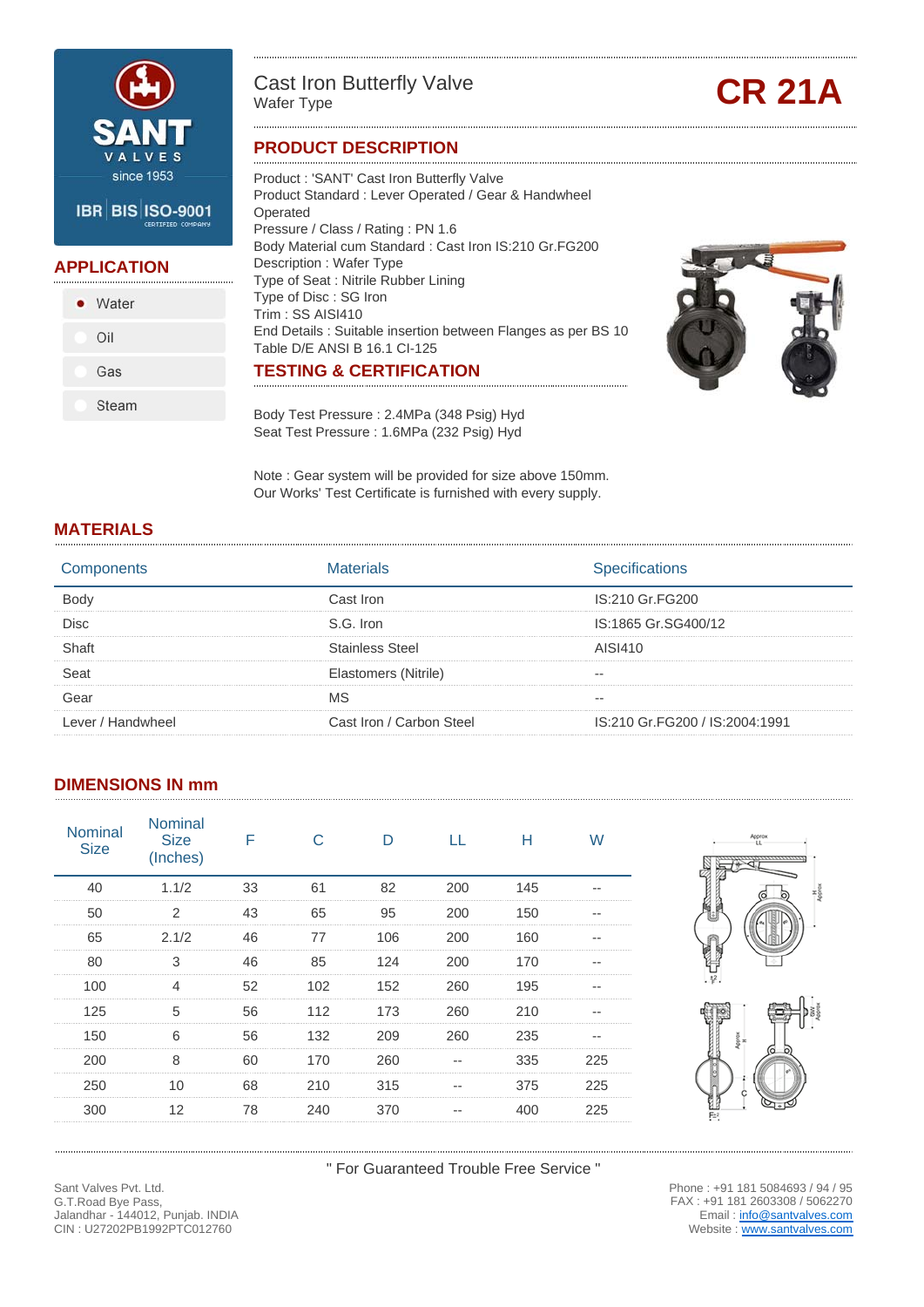SANT VALVES since 1953

IBR | BIS | ISO-9001 CERTIFIED COMPANY

# Cast Iron Butterfly Valve
Wafer Type

# CR 21A

## APPLICATION

- ● Water
- ○ Oil
- ○ Gas
- ○ Steam

## PRODUCT DESCRIPTION

Product : 'SANT' Cast Iron Butterfly Valve
Product Standard : Lever Operated / Gear & Handwheel Operated
Pressure / Class / Rating : PN 1.6
Body Material cum Standard : Cast Iron IS:210 Gr.FG200
Description : Wafer Type
Type of Seat : Nitrile Rubber Lining
Type of Disc : SG Iron
Trim : SS AISI410
End Details : Suitable insertion between Flanges as per BS 10 Table D/E ANSI B 16.1 Cl-125

## TESTING & CERTIFICATION

Body Test Pressure : 2.4MPa (348 Psig) Hyd
Seat Test Pressure : 1.6MPa (232 Psig) Hyd

Note : Gear system will be provided for size above 150mm.
Our Works' Test Certificate is furnished with every supply.

## MATERIALS

| Components | Materials | Specifications |
|---|---|---|
| Body | Cast Iron | IS:210 Gr.FG200 |
| Disc | S.G. Iron | IS:1865 Gr.SG400/12 |
| Shaft | Stainless Steel | AISI410 |
| Seat | Elastomers (Nitrile) | -- |
| Gear | MS | -- |
| Lever / Handwheel | Cast Iron / Carbon Steel | IS:210 Gr.FG200 / IS:2004:1991 |

## DIMENSIONS IN mm

| Nominal Size | Nominal Size (Inches) | F | C | D | LL | H | W |
|---|---|---|---|---|---|---|---|
| 40 | 1.1/2 | 33 | 61 | 82 | 200 | 145 | -- |
| 50 | 2 | 43 | 65 | 95 | 200 | 150 | -- |
| 65 | 2.1/2 | 46 | 77 | 106 | 200 | 160 | -- |
| 80 | 3 | 46 | 85 | 124 | 200 | 170 | -- |
| 100 | 4 | 52 | 102 | 152 | 260 | 195 | -- |
| 125 | 5 | 56 | 112 | 173 | 260 | 210 | -- |
| 150 | 6 | 56 | 132 | 209 | 260 | 235 | -- |
| 200 | 8 | 60 | 170 | 260 | -- | 335 | 225 |
| 250 | 10 | 68 | 210 | 315 | -- | 375 | 225 |
| 300 | 12 | 78 | 240 | 370 | -- | 400 | 225 |

" For Guaranteed Trouble Free Service "

Sant Valves Pvt. Ltd.
G.T.Road Bye Pass,
Jalandhar - 144012, Punjab. INDIA
CIN : U27202PB1992PTC012760

Phone : +91 181 5084693 / 94 / 95
FAX : +91 181 2603308 / 5062270
Email : info@santvalves.com
Website : www.santvalves.com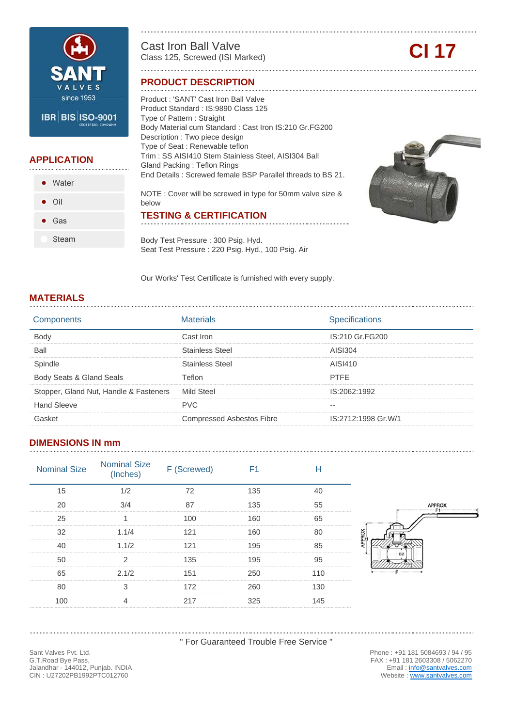SANT VALVES since 1953

IBR | BIS | ISO-9001 CERTIFIED COMPANY

# Cast Iron Ball Valve

Class 125, Screwed (ISI Marked)

**CI 17**

## PRODUCT DESCRIPTION

Product : 'SANT' Cast Iron Ball Valve
Product Standard : IS:9890 Class 125
Type of Pattern : Straight
Body Material cum Standard : Cast Iron IS:210 Gr.FG200
Description : Two piece design
Type of Seat : Renewable teflon
Trim : SS AISI410 Stem Stainless Steel, AISI304 Ball
Gland Packing : Teflon Rings
End Details : Screwed female BSP Parallel threads to BS 21.

NOTE : Cover will be screwed in type for 50mm valve size & below

## APPLICATION

- Water
- Oil
- Gas
- Steam

## TESTING & CERTIFICATION

Body Test Pressure : 300 Psig. Hyd.
Seat Test Pressure : 220 Psig. Hyd., 100 Psig. Air

Our Works' Test Certificate is furnished with every supply.

## MATERIALS

| Components | Materials | Specifications |
|---|---|---|
| Body | Cast Iron | IS:210 Gr.FG200 |
| Ball | Stainless Steel | AISI304 |
| Spindle | Stainless Steel | AISI410 |
| Body Seats & Gland Seals | Teflon | PTFE |
| Stopper, Gland Nut, Handle & Fasteners | Mild Steel | IS:2062:1992 |
| Hand Sleeve | PVC | -- |
| Gasket | Compressed Asbestos Fibre | IS:2712:1998 Gr.W/1 |

## DIMENSIONS IN mm

| Nominal Size | Nominal Size (Inches) | F (Screwed) | F1 | H |
|---|---|---|---|---|
| 15 | 1/2 | 72 | 135 | 40 |
| 20 | 3/4 | 87 | 135 | 55 |
| 25 | 1 | 100 | 160 | 65 |
| 32 | 1.1/4 | 121 | 160 | 80 |
| 40 | 1.1/2 | 121 | 195 | 85 |
| 50 | 2 | 135 | 195 | 95 |
| 65 | 2.1/2 | 151 | 250 | 110 |
| 80 | 3 | 172 | 260 | 130 |
| 100 | 4 | 217 | 325 | 145 |

" For Guaranteed Trouble Free Service "

Sant Valves Pvt. Ltd.
G.T.Road Bye Pass,
Jalandhar - 144012, Punjab. INDIA
CIN : U27202PB1992PTC012760

Phone : +91 181 5084693 / 94 / 95
FAX : +91 181 2603308 / 5062270
Email : info@santvalves.com
Website : www.santvalves.com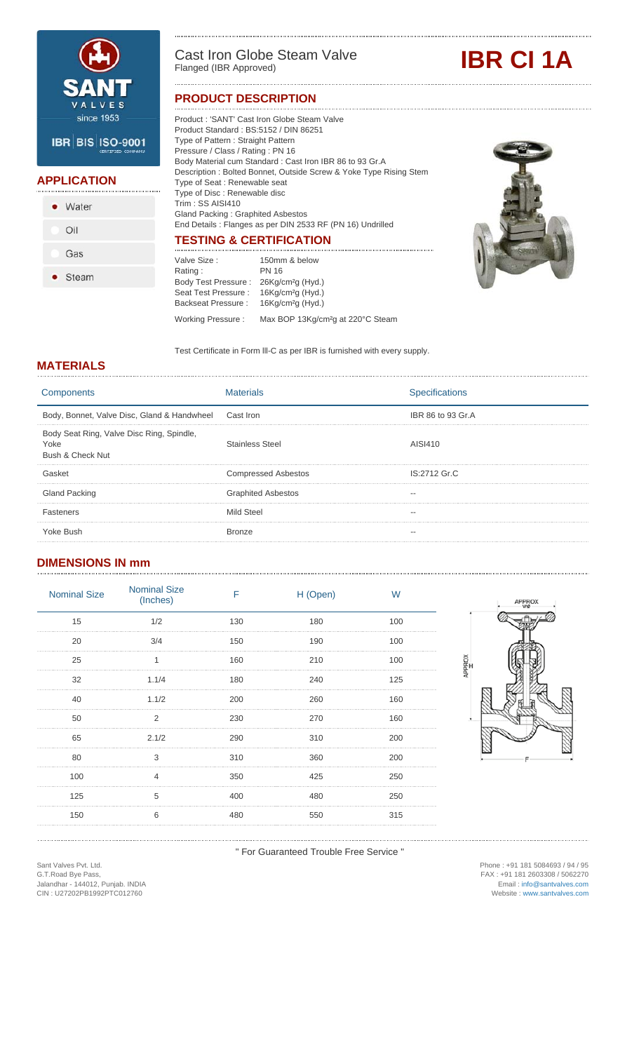# Cast Iron Globe Steam Valve

Flanged (IBR Approved)

# IBR CI 1A

SANT VALVES since 1953

IBR | BIS | ISO-9001 CERTIFIED COMPANY

## APPLICATION

- Water
- Oil
- Gas
- Steam

## PRODUCT DESCRIPTION

Product : 'SANT' Cast Iron Globe Steam Valve
Product Standard : BS:5152 / DIN 86251
Type of Pattern : Straight Pattern
Pressure / Class / Rating : PN 16
Body Material cum Standard : Cast Iron IBR 86 to 93 Gr.A
Description : Bolted Bonnet, Outside Screw & Yoke Type Rising Stem
Type of Seat : Renewable seat
Type of Disc : Renewable disc
Trim : SS AISI410
Gland Packing : Graphited Asbestos
End Details : Flanges as per DIN 2533 RF (PN 16) Undrilled

## TESTING & CERTIFICATION

| | |
|---|---|
| Valve Size : | 150mm & below |
| Rating : | PN 16 |
| Body Test Pressure : | 26Kg/cm²g (Hyd.) |
| Seat Test Pressure : | 16Kg/cm²g (Hyd.) |
| Backseat Pressure : | 16Kg/cm²g (Hyd.) |
| Working Pressure : | Max BOP 13Kg/cm²g at 220°C Steam |

Test Certificate in Form lll-C as per IBR is furnished with every supply.

## MATERIALS

| Components | Materials | Specifications |
|---|---|---|
| Body, Bonnet, Valve Disc, Gland & Handwheel | Cast Iron | IBR 86 to 93 Gr.A |
| Body Seat Ring, Valve Disc Ring, Spindle, Yoke Bush & Check Nut | Stainless Steel | AISI410 |
| Gasket | Compressed Asbestos | IS:2712 Gr.C |
| Gland Packing | Graphited Asbestos | -- |
| Fasteners | Mild Steel | -- |
| Yoke Bush | Bronze | -- |

## DIMENSIONS IN mm

| Nominal Size | Nominal Size (Inches) | F | H (Open) | W |
|---|---|---|---|---|
| 15 | 1/2 | 130 | 180 | 100 |
| 20 | 3/4 | 150 | 190 | 100 |
| 25 | 1 | 160 | 210 | 100 |
| 32 | 1.1/4 | 180 | 240 | 125 |
| 40 | 1.1/2 | 200 | 260 | 160 |
| 50 | 2 | 230 | 270 | 160 |
| 65 | 2.1/2 | 290 | 310 | 200 |
| 80 | 3 | 310 | 360 | 200 |
| 100 | 4 | 350 | 425 | 250 |
| 125 | 5 | 400 | 480 | 250 |
| 150 | 6 | 480 | 550 | 315 |

" For Guaranteed Trouble Free Service "

Sant Valves Pvt. Ltd.
G.T.Road Bye Pass,
Jalandhar - 144012, Punjab. INDIA
CIN : U27202PB1992PTC012760

Phone : +91 181 5084693 / 94 / 95
FAX : +91 181 2603308 / 5062270
Email : info@santvalves.com
Website : www.santvalves.com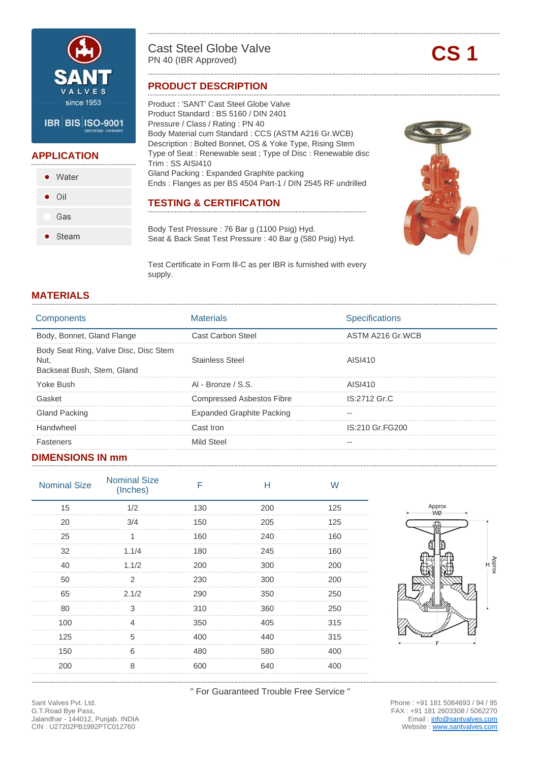SANT VALVES since 1953

IBR BIS ISO-9001 CERTIFIED COMPANY

# Cast Steel Globe Valve

PN 40 (IBR Approved)

**CS 1**

## PRODUCT DESCRIPTION

Product : 'SANT' Cast Steel Globe Valve
Product Standard : BS 5160 / DIN 2401
Pressure / Class / Rating : PN 40
Body Material cum Standard : CCS (ASTM A216 Gr.WCB)
Description : Bolted Bonnet, OS & Yoke Type, Rising Stem
Type of Seat : Renewable seat ; Type of Disc : Renewable disc
Trim : SS AISI410
Gland Packing : Expanded Graphite packing
Ends : Flanges as per BS 4504 Part-1 / DIN 2545 RF undrilled

## APPLICATION

- Water
- Oil
- Gas
- Steam

## TESTING & CERTIFICATION

Body Test Pressure : 76 Bar g (1100 Psig) Hyd.
Seat & Back Seat Test Pressure : 40 Bar g (580 Psig) Hyd.

Test Certificate in Form lll-C as per IBR is furnished with every supply.

## MATERIALS

| Components | Materials | Specifications |
|---|---|---|
| Body, Bonnet, Gland Flange | Cast Carbon Steel | ASTM A216 Gr.WCB |
| Body Seat Ring, Valve Disc, Disc Stem Nut, Backseat Bush, Stem, Gland | Stainless Steel | AISI410 |
| Yoke Bush | Al - Bronze / S.S. | AISI410 |
| Gasket | Compressed Asbestos Fibre | IS:2712 Gr.C |
| Gland Packing | Expanded Graphite Packing | -- |
| Handwheel | Cast Iron | IS:210 Gr.FG200 |
| Fasteners | Mild Steel | -- |

## DIMENSIONS IN mm

| Nominal Size | Nominal Size (Inches) | F | H | W |
|---|---|---|---|---|
| 15 | 1/2 | 130 | 200 | 125 |
| 20 | 3/4 | 150 | 205 | 125 |
| 25 | 1 | 160 | 240 | 160 |
| 32 | 1.1/4 | 180 | 245 | 160 |
| 40 | 1.1/2 | 200 | 300 | 200 |
| 50 | 2 | 230 | 300 | 200 |
| 65 | 2.1/2 | 290 | 350 | 250 |
| 80 | 3 | 310 | 360 | 250 |
| 100 | 4 | 350 | 405 | 315 |
| 125 | 5 | 400 | 440 | 315 |
| 150 | 6 | 480 | 580 | 400 |
| 200 | 8 | 600 | 640 | 400 |

Approx WØ — H Approx — F

" For Guaranteed Trouble Free Service "

Sant Valves Pvt. Ltd.
G.T.Road Bye Pass,
Jalandhar - 144012, Punjab. INDIA
CIN : U27202PB1992PTC012760

Phone : +91 181 5084693 / 94 / 95
FAX : +91 181 2603308 / 5062270
Email : info@santvalves.com
Website : www.santvalves.com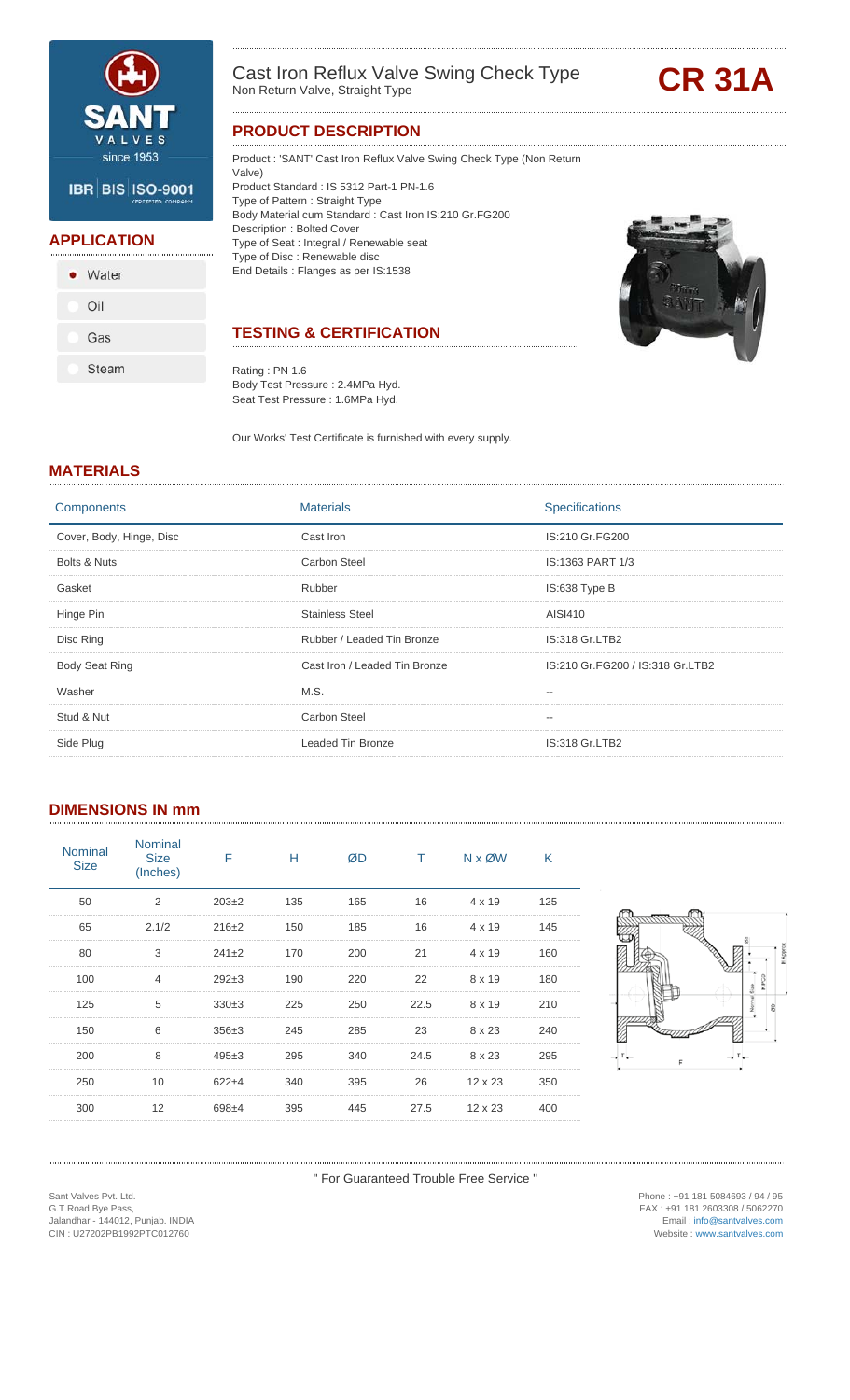SANT VALVES since 1953

IBR | BIS | ISO-9001 CERTIFIED COMPANY

# Cast Iron Reflux Valve Swing Check Type

Non Return Valve, Straight Type

**CR 31A**

## PRODUCT DESCRIPTION

Product : 'SANT' Cast Iron Reflux Valve Swing Check Type (Non Return Valve)
Product Standard : IS 5312 Part-1 PN-1.6
Type of Pattern : Straight Type
Body Material cum Standard : Cast Iron IS:210 Gr.FG200
Description : Bolted Cover
Type of Seat : Integral / Renewable seat
Type of Disc : Renewable disc
End Details : Flanges as per IS:1538

## APPLICATION

- Water
- Oil
- Gas
- Steam

## TESTING & CERTIFICATION

Rating : PN 1.6
Body Test Pressure : 2.4MPa Hyd.
Seat Test Pressure : 1.6MPa Hyd.

Our Works' Test Certificate is furnished with every supply.

## MATERIALS

| Components | Materials | Specifications |
|---|---|---|
| Cover, Body, Hinge, Disc | Cast Iron | IS:210 Gr.FG200 |
| Bolts & Nuts | Carbon Steel | IS:1363 PART 1/3 |
| Gasket | Rubber | IS:638 Type B |
| Hinge Pin | Stainless Steel | AISI410 |
| Disc Ring | Rubber / Leaded Tin Bronze | IS:318 Gr.LTB2 |
| Body Seat Ring | Cast Iron / Leaded Tin Bronze | IS:210 Gr.FG200 / IS:318 Gr.LTB2 |
| Washer | M.S. | -- |
| Stud & Nut | Carbon Steel | -- |
| Side Plug | Leaded Tin Bronze | IS:318 Gr.LTB2 |

## DIMENSIONS IN mm

| Nominal Size | Nominal Size (Inches) | F | H | ØD | T | N x ØW | K |
|---|---|---|---|---|---|---|---|
| 50 | 2 | 203±2 | 135 | 165 | 16 | 4 x 19 | 125 |
| 65 | 2.1/2 | 216±2 | 150 | 185 | 16 | 4 x 19 | 145 |
| 80 | 3 | 241±2 | 170 | 200 | 21 | 4 x 19 | 160 |
| 100 | 4 | 292±3 | 190 | 220 | 22 | 8 x 19 | 180 |
| 125 | 5 | 330±3 | 225 | 250 | 22.5 | 8 x 19 | 210 |
| 150 | 6 | 356±3 | 245 | 285 | 23 | 8 x 23 | 240 |
| 200 | 8 | 495±3 | 295 | 340 | 24.5 | 8 x 23 | 295 |
| 250 | 10 | 622±4 | 340 | 395 | 26 | 12 x 23 | 350 |
| 300 | 12 | 698±4 | 395 | 445 | 27.5 | 12 x 23 | 400 |

" For Guaranteed Trouble Free Service "

Sant Valves Pvt. Ltd.
G.T.Road Bye Pass,
Jalandhar - 144012, Punjab. INDIA
CIN : U27202PB1992PTC012760

Phone : +91 181 5084693 / 94 / 95
FAX : +91 181 2603308 / 5062270
Email : info@santvalves.com
Website : www.santvalves.com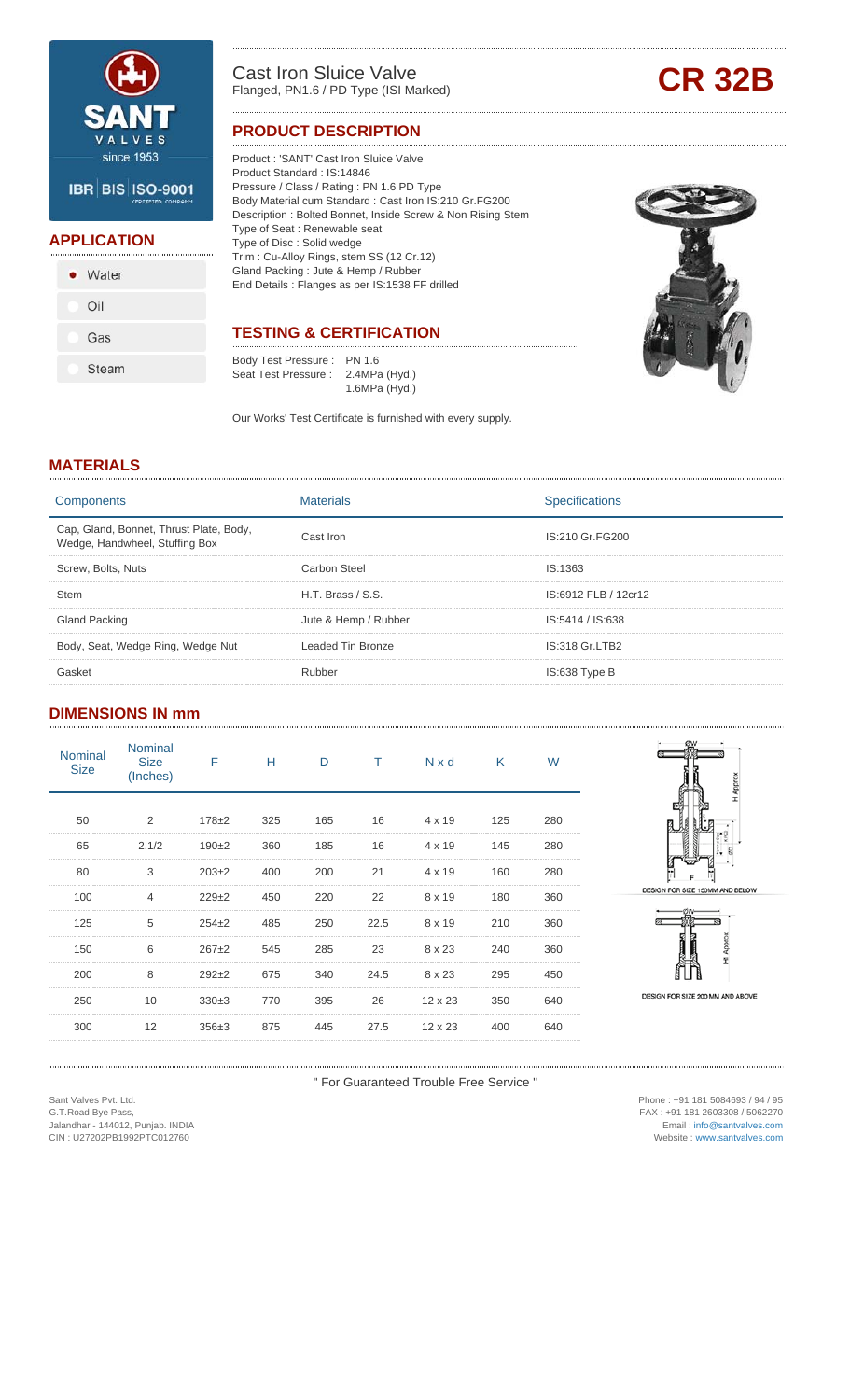SANT VALVES since 1953

IBR | BIS | ISO-9001 CERTIFIED COMPANY

# Cast Iron Sluice Valve

Flanged, PN1.6 / PD Type (ISI Marked)

**CR 32B**

## APPLICATION

- Water
- Oil
- Gas
- Steam

## PRODUCT DESCRIPTION

Product : 'SANT' Cast Iron Sluice Valve
Product Standard : IS:14846
Pressure / Class / Rating : PN 1.6 PD Type
Body Material cum Standard : Cast Iron IS:210 Gr.FG200
Description : Bolted Bonnet, Inside Screw & Non Rising Stem
Type of Seat : Renewable seat
Type of Disc : Solid wedge
Trim : Cu-Alloy Rings, stem SS (12 Cr.12)
Gland Packing : Jute & Hemp / Rubber
End Details : Flanges as per IS:1538 FF drilled

## TESTING & CERTIFICATION

Body Test Pressure : PN 1.6
Seat Test Pressure : 2.4MPa (Hyd.)
1.6MPa (Hyd.)

Our Works' Test Certificate is furnished with every supply.

## MATERIALS

| Components | Materials | Specifications |
|---|---|---|
| Cap, Gland, Bonnet, Thrust Plate, Body, Wedge, Handwheel, Stuffing Box | Cast Iron | IS:210 Gr.FG200 |
| Screw, Bolts, Nuts | Carbon Steel | IS:1363 |
| Stem | H.T. Brass / S.S. | IS:6912 FLB / 12cr12 |
| Gland Packing | Jute & Hemp / Rubber | IS:5414 / IS:638 |
| Body, Seat, Wedge Ring, Wedge Nut | Leaded Tin Bronze | IS:318 Gr.LTB2 |
| Gasket | Rubber | IS:638 Type B |

## DIMENSIONS IN mm

| Nominal Size | Nominal Size (Inches) | F | H | D | T | N x d | K | W |
|---|---|---|---|---|---|---|---|---|
| 50 | 2 | 178±2 | 325 | 165 | 16 | 4 x 19 | 125 | 280 |
| 65 | 2.1/2 | 190±2 | 360 | 185 | 16 | 4 x 19 | 145 | 280 |
| 80 | 3 | 203±2 | 400 | 200 | 21 | 4 x 19 | 160 | 280 |
| 100 | 4 | 229±2 | 450 | 220 | 22 | 8 x 19 | 180 | 360 |
| 125 | 5 | 254±2 | 485 | 250 | 22.5 | 8 x 19 | 210 | 360 |
| 150 | 6 | 267±2 | 545 | 285 | 23 | 8 x 23 | 240 | 360 |
| 200 | 8 | 292±2 | 675 | 340 | 24.5 | 8 x 23 | 295 | 450 |
| 250 | 10 | 330±3 | 770 | 395 | 26 | 12 x 23 | 350 | 640 |
| 300 | 12 | 356±3 | 875 | 445 | 27.5 | 12 x 23 | 400 | 640 |

DESIGN FOR SIZE 150MM AND BELOW

DESIGN FOR SIZE 200 MM AND ABOVE

" For Guaranteed Trouble Free Service "

Sant Valves Pvt. Ltd.
G.T.Road Bye Pass,
Jalandhar - 144012, Punjab. INDIA
CIN : U27202PB1992PTC012760

Phone : +91 181 5084693 / 94 / 95
FAX : +91 181 2603308 / 5062270
Email : info@santvalves.com
Website : www.santvalves.com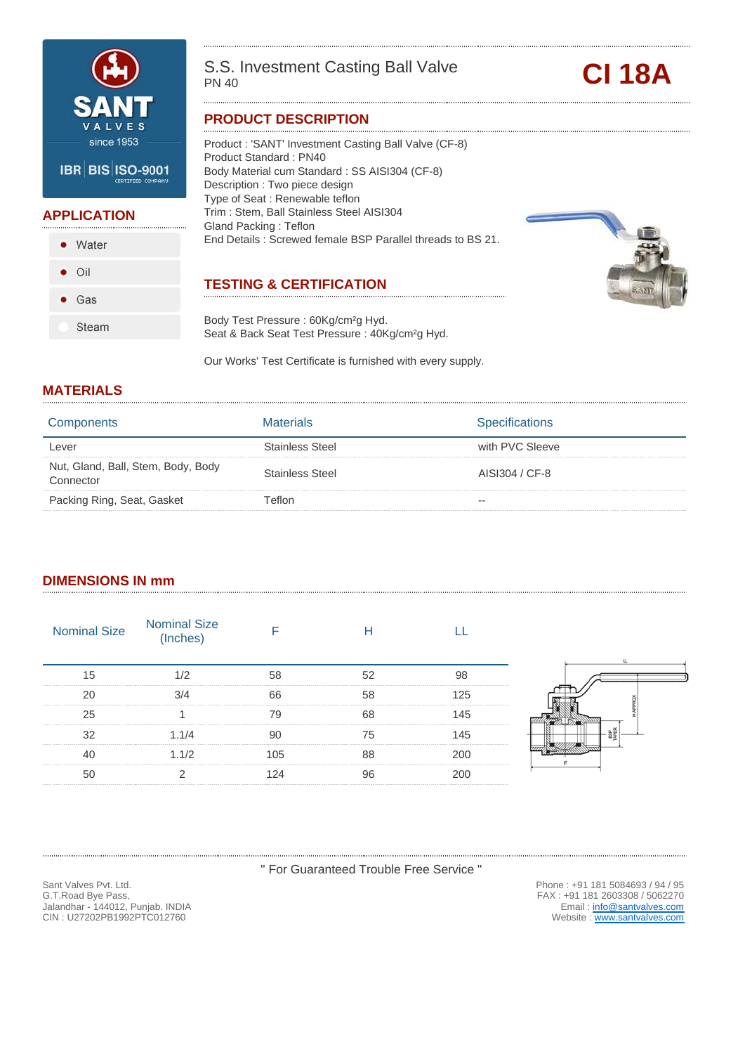SANT VALVES since 1953

IBR | BIS | ISO-9001 CERTIFIED COMPANY

# S.S. Investment Casting Ball Valve

PN 40

**CI 18A**

## APPLICATION

- Water
- Oil
- Gas
- Steam

## PRODUCT DESCRIPTION

Product : 'SANT' Investment Casting Ball Valve (CF-8)
Product Standard : PN40
Body Material cum Standard : SS AISI304 (CF-8)
Description : Two piece design
Type of Seat : Renewable teflon
Trim : Stem, Ball Stainless Steel AISI304
Gland Packing : Teflon
End Details : Screwed female BSP Parallel threads to BS 21.

## TESTING & CERTIFICATION

Body Test Pressure : 60Kg/cm²g Hyd.
Seat & Back Seat Test Pressure : 40Kg/cm²g Hyd.

Our Works' Test Certificate is furnished with every supply.

## MATERIALS

| Components | Materials | Specifications |
|---|---|---|
| Lever | Stainless Steel | with PVC Sleeve |
| Nut, Gland, Ball, Stem, Body, Body Connector | Stainless Steel | AISI304 / CF-8 |
| Packing Ring, Seat, Gasket | Teflon | -- |

## DIMENSIONS IN mm

| Nominal Size | Nominal Size (Inches) | F | H | LL |
|---|---|---|---|---|
| 15 | 1/2 | 58 | 52 | 98 |
| 20 | 3/4 | 66 | 58 | 125 |
| 25 | 1 | 79 | 68 | 145 |
| 32 | 1.1/4 | 90 | 75 | 145 |
| 40 | 1.1/2 | 105 | 88 | 200 |
| 50 | 2 | 124 | 96 | 200 |

" For Guaranteed Trouble Free Service "

Sant Valves Pvt. Ltd.
G.T.Road Bye Pass,
Jalandhar - 144012, Punjab. INDIA
CIN : U27202PB1992PTC012760

Phone : +91 181 5084693 / 94 / 95
FAX : +91 181 2603308 / 5062270
Email : info@santvalves.com
Website : www.santvalves.com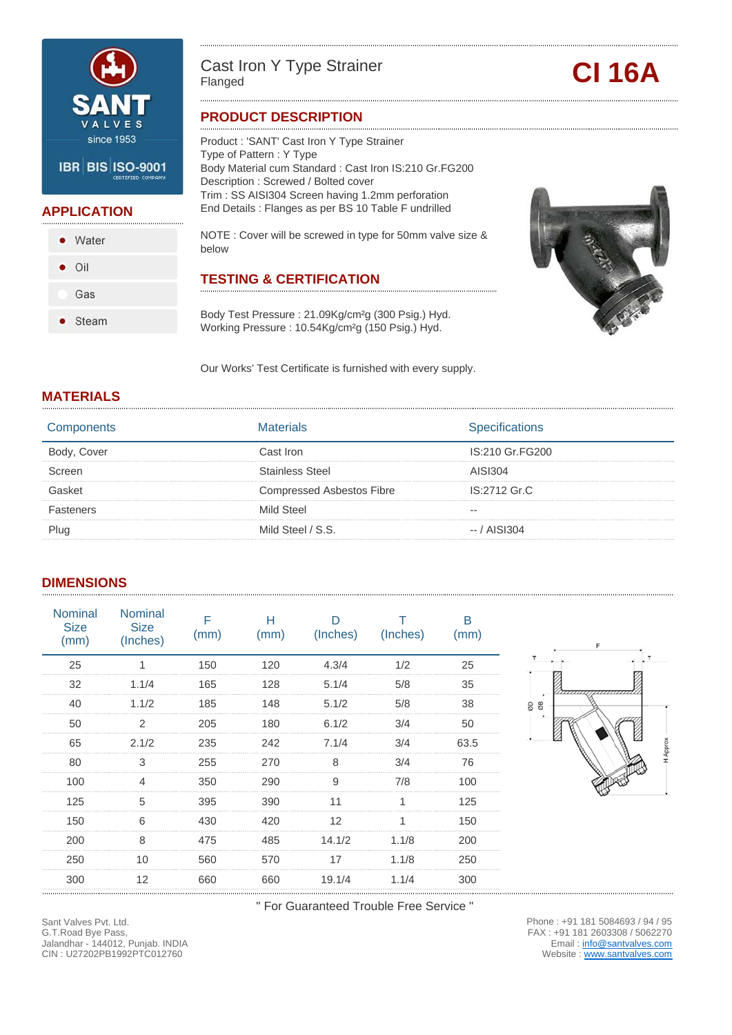SANT VALVES since 1953

IBR | BIS | ISO-9001 CERTIFIED COMPANY

# Cast Iron Y Type Strainer

Flanged

**CI 16A**

## APPLICATION

- Water
- Oil
- Gas
- Steam

## PRODUCT DESCRIPTION

Product : 'SANT' Cast Iron Y Type Strainer
Type of Pattern : Y Type
Body Material cum Standard : Cast Iron IS:210 Gr.FG200
Description : Screwed / Bolted cover
Trim : SS AISI304 Screen having 1.2mm perforation
End Details : Flanges as per BS 10 Table F undrilled

NOTE : Cover will be screwed in type for 50mm valve size & below

## TESTING & CERTIFICATION

Body Test Pressure : 21.09Kg/cm²g (300 Psig.) Hyd.
Working Pressure : 10.54Kg/cm²g (150 Psig.) Hyd.

Our Works' Test Certificate is furnished with every supply.

## MATERIALS

| Components | Materials | Specifications |
|---|---|---|
| Body, Cover | Cast Iron | IS:210 Gr.FG200 |
| Screen | Stainless Steel | AISI304 |
| Gasket | Compressed Asbestos Fibre | IS:2712 Gr.C |
| Fasteners | Mild Steel | -- |
| Plug | Mild Steel / S.S. | -- / AISI304 |

## DIMENSIONS

| Nominal Size (mm) | Nominal Size (Inches) | F (mm) | H (mm) | D (Inches) | T (Inches) | B (mm) |
|---|---|---|---|---|---|---|
| 25 | 1 | 150 | 120 | 4.3/4 | 1/2 | 25 |
| 32 | 1.1/4 | 165 | 128 | 5.1/4 | 5/8 | 35 |
| 40 | 1.1/2 | 185 | 148 | 5.1/2 | 5/8 | 38 |
| 50 | 2 | 205 | 180 | 6.1/2 | 3/4 | 50 |
| 65 | 2.1/2 | 235 | 242 | 7.1/4 | 3/4 | 63.5 |
| 80 | 3 | 255 | 270 | 8 | 3/4 | 76 |
| 100 | 4 | 350 | 290 | 9 | 7/8 | 100 |
| 125 | 5 | 395 | 390 | 11 | 1 | 125 |
| 150 | 6 | 430 | 420 | 12 | 1 | 150 |
| 200 | 8 | 475 | 485 | 14.1/2 | 1.1/8 | 200 |
| 250 | 10 | 560 | 570 | 17 | 1.1/8 | 250 |
| 300 | 12 | 660 | 660 | 19.1/4 | 1.1/4 | 300 |

F
T
T
ØD
ØB
H Approx

" For Guaranteed Trouble Free Service "

Sant Valves Pvt. Ltd.
G.T.Road Bye Pass,
Jalandhar - 144012, Punjab. INDIA
CIN : U27202PB1992PTC012760

Phone : +91 181 5084693 / 94 / 95
FAX : +91 181 2603308 / 5062270
Email : info@santvalves.com
Website : www.santvalves.com